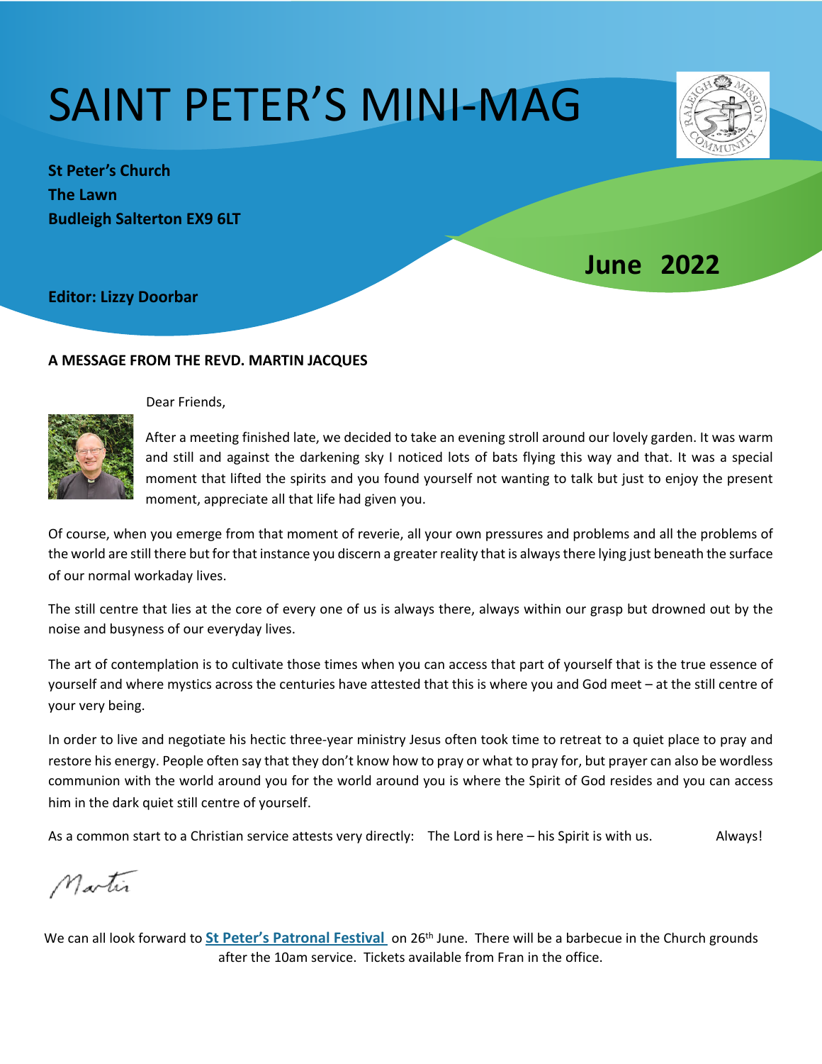# SAINT PETER'S MINI-MAG

**St Peter's Church**
**The Lawn**
**Budleigh Salterton EX9 6LT**

**June 2022**

**Editor: Lizzy Doorbar**

**A MESSAGE FROM THE REVD. MARTIN JACQUES**

Dear Friends,

After a meeting finished late, we decided to take an evening stroll around our lovely garden. It was warm and still and against the darkening sky I noticed lots of bats flying this way and that. It was a special moment that lifted the spirits and you found yourself not wanting to talk but just to enjoy the present moment, appreciate all that life had given you.

Of course, when you emerge from that moment of reverie, all your own pressures and problems and all the problems of the world are still there but for that instance you discern a greater reality that is always there lying just beneath the surface of our normal workaday lives.

The still centre that lies at the core of every one of us is always there, always within our grasp but drowned out by the noise and busyness of our everyday lives.

The art of contemplation is to cultivate those times when you can access that part of yourself that is the true essence of yourself and where mystics across the centuries have attested that this is where you and God meet – at the still centre of your very being.

In order to live and negotiate his hectic three-year ministry Jesus often took time to retreat to a quiet place to pray and restore his energy. People often say that they don't know how to pray or what to pray for, but prayer can also be wordless communion with the world around you for the world around you is where the Spirit of God resides and you can access him in the dark quiet still centre of yourself.

As a common start to a Christian service attests very directly: The Lord is here – his Spirit is with us. Always!

Martin

We can all look forward to **St Peter's Patronal Festival** on 26th June. There will be a barbecue in the Church grounds after the 10am service. Tickets available from Fran in the office.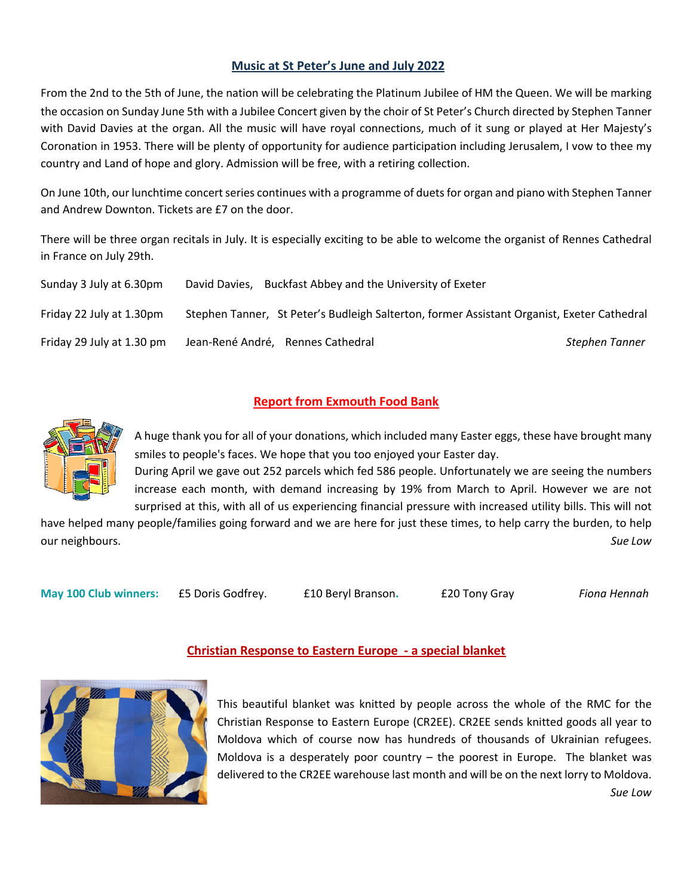## Music at St Peter's June and July 2022

From the 2nd to the 5th of June, the nation will be celebrating the Platinum Jubilee of HM the Queen. We will be marking the occasion on Sunday June 5th with a Jubilee Concert given by the choir of St Peter's Church directed by Stephen Tanner with David Davies at the organ. All the music will have royal connections, much of it sung or played at Her Majesty's Coronation in 1953. There will be plenty of opportunity for audience participation including Jerusalem, I vow to thee my country and Land of hope and glory. Admission will be free, with a retiring collection.

On June 10th, our lunchtime concert series continues with a programme of duets for organ and piano with Stephen Tanner and Andrew Downton. Tickets are £7 on the door.

There will be three organ recitals in July. It is especially exciting to be able to welcome the organist of Rennes Cathedral in France on July 29th.

| | | |
|---|---|---|
| Sunday 3 July at 6.30pm | David Davies, | Buckfast Abbey and the University of Exeter |
| Friday 22 July at 1.30pm | Stephen Tanner, | St Peter's Budleigh Salterton, former Assistant Organist, Exeter Cathedral |
| Friday 29 July at 1.30 pm | Jean-René André, | Rennes Cathedral |

*Stephen Tanner*

## Report from Exmouth Food Bank

A huge thank you for all of your donations, which included many Easter eggs, these have brought many smiles to people's faces. We hope that you too enjoyed your Easter day.

During April we gave out 252 parcels which fed 586 people. Unfortunately we are seeing the numbers increase each month, with demand increasing by 19% from March to April. However we are not surprised at this, with all of us experiencing financial pressure with increased utility bills. This will not have helped many people/families going forward and we are here for just these times, to help carry the burden, to help our neighbours.

*Sue Low*

**May 100 Club winners:** £5 Doris Godfrey. £10 Beryl Branson. £20 Tony Gray *Fiona Hennah*

## Christian Response to Eastern Europe - a special blanket

This beautiful blanket was knitted by people across the whole of the RMC for the Christian Response to Eastern Europe (CR2EE). CR2EE sends knitted goods all year to Moldova which of course now has hundreds of thousands of Ukrainian refugees. Moldova is a desperately poor country – the poorest in Europe. The blanket was delivered to the CR2EE warehouse last month and will be on the next lorry to Moldova.

*Sue Low*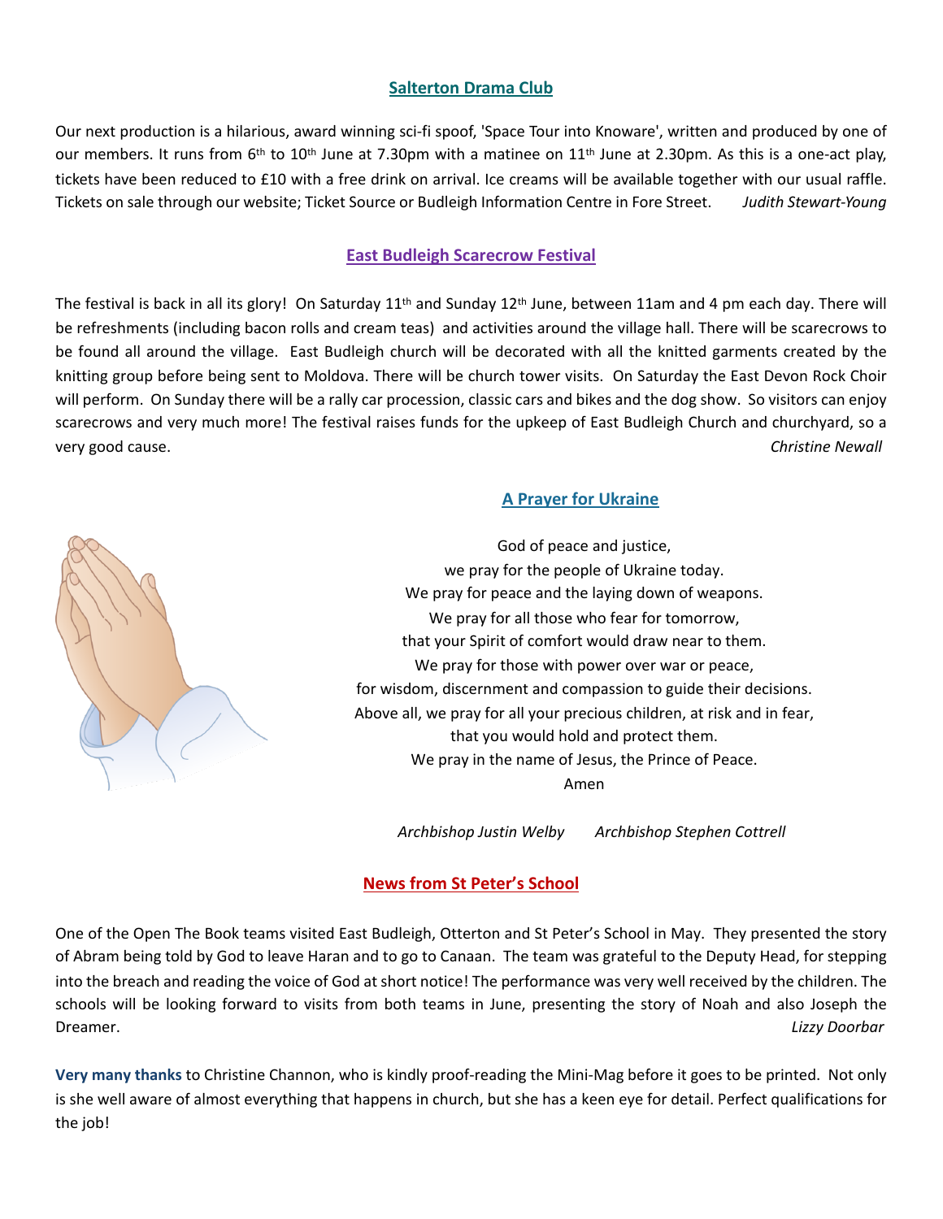## Salterton Drama Club

Our next production is a hilarious, award winning sci-fi spoof, 'Space Tour into Knoware', written and produced by one of our members. It runs from 6th to 10th June at 7.30pm with a matinee on 11th June at 2.30pm. As this is a one-act play, tickets have been reduced to £10 with a free drink on arrival. Ice creams will be available together with our usual raffle. Tickets on sale through our website; Ticket Source or Budleigh Information Centre in Fore Street. *Judith Stewart-Young*

## East Budleigh Scarecrow Festival

The festival is back in all its glory! On Saturday 11th and Sunday 12th June, between 11am and 4 pm each day. There will be refreshments (including bacon rolls and cream teas) and activities around the village hall. There will be scarecrows to be found all around the village. East Budleigh church will be decorated with all the knitted garments created by the knitting group before being sent to Moldova. There will be church tower visits. On Saturday the East Devon Rock Choir will perform. On Sunday there will be a rally car procession, classic cars and bikes and the dog show. So visitors can enjoy scarecrows and very much more! The festival raises funds for the upkeep of East Budleigh Church and churchyard, so a very good cause. *Christine Newall*

## A Prayer for Ukraine

God of peace and justice,
we pray for the people of Ukraine today.
We pray for peace and the laying down of weapons.
We pray for all those who fear for tomorrow,
that your Spirit of comfort would draw near to them.
We pray for those with power over war or peace,
for wisdom, discernment and compassion to guide their decisions.
Above all, we pray for all your precious children, at risk and in fear,
that you would hold and protect them.
We pray in the name of Jesus, the Prince of Peace.
Amen

*Archbishop Justin Welby* *Archbishop Stephen Cottrell*

## News from St Peter's School

One of the Open The Book teams visited East Budleigh, Otterton and St Peter's School in May. They presented the story of Abram being told by God to leave Haran and to go to Canaan. The team was grateful to the Deputy Head, for stepping into the breach and reading the voice of God at short notice! The performance was very well received by the children. The schools will be looking forward to visits from both teams in June, presenting the story of Noah and also Joseph the Dreamer. *Lizzy Doorbar*

**Very many thanks** to Christine Channon, who is kindly proof-reading the Mini-Mag before it goes to be printed. Not only is she well aware of almost everything that happens in church, but she has a keen eye for detail. Perfect qualifications for the job!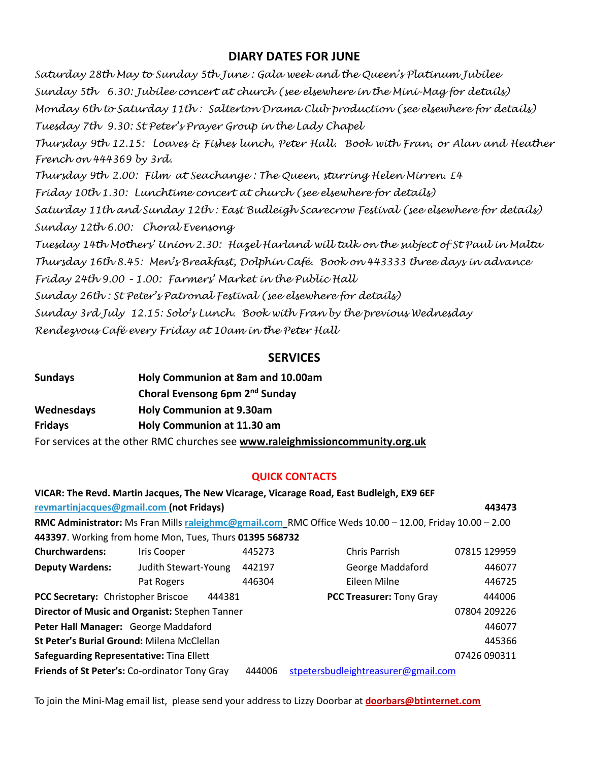## DIARY DATES FOR JUNE

*Saturday 28th May to Sunday 5th June : Gala week and the Queen's Platinum Jubilee*
*Sunday 5th 6.30: Jubilee concert at church (see elsewhere in the Mini-Mag for details)*
*Monday 6th to Saturday 11th : Salterton Drama Club production (see elsewhere for details)*
*Tuesday 7th 9.30: St Peter's Prayer Group in the Lady Chapel*
*Thursday 9th 12.15: Loaves & Fishes lunch, Peter Hall. Book with Fran, or Alan and Heather French on 444369 by 3rd.*
*Thursday 9th 2.00: Film at Seachange : The Queen, starring Helen Mirren. £4*
*Friday 10th 1.30: Lunchtime concert at church (see elsewhere for details)*
*Saturday 11th and Sunday 12th : East Budleigh Scarecrow Festival (see elsewhere for details)*
*Sunday 12th 6.00: Choral Evensong*
*Tuesday 14th Mothers' Union 2.30: Hazel Harland will talk on the subject of St Paul in Malta*
*Thursday 16th 8.45: Men's Breakfast, Dolphin Café. Book on 443333 three days in advance*
*Friday 24th 9.00 – 1.00: Farmers' Market in the Public Hall*
*Sunday 26th : St Peter's Patronal Festival (see elsewhere for details)*
*Sunday 3rd July 12.15: Solo's Lunch. Book with Fran by the previous Wednesday*
*Rendezvous Café every Friday at 10am in the Peter Hall*

## SERVICES

| | |
|---|---|
| **Sundays** | **Holy Communion at 8am and 10.00am** |
| | **Choral Evensong 6pm 2nd Sunday** |
| **Wednesdays** | **Holy Communion at 9.30am** |
| **Fridays** | **Holy Communion at 11.30 am** |

For services at the other RMC churches see **www.raleighmissioncommunity.org.uk**

## QUICK CONTACTS

**VICAR: The Revd. Martin Jacques, The New Vicarage, Vicarage Road, East Budleigh, EX9 6EF**
**revmartinjacques@gmail.com (not Fridays)** **443473**

**RMC Administrator:** Ms Fran Mills **raleighmc@gmail.com** RMC Office Weds 10.00 – 12.00, Friday 10.00 – 2.00 **443397**. Working from home Mon, Tues, Thurs **01395 568732**

| | | | | |
|---|---|---|---|---|
| **Churchwardens:** | Iris Cooper | 445273 | Chris Parrish | 07815 129959 |
| **Deputy Wardens:** | Judith Stewart-Young | 442197 | George Maddaford | 446077 |
| | Pat Rogers | 446304 | Eileen Milne | 446725 |

**PCC Secretary:** Christopher Briscoe 444381 — **PCC Treasurer:** Tony Gray 444006
**Director of Music and Organist:** Stephen Tanner 07804 209226
**Peter Hall Manager:** George Maddaford 446077
**St Peter's Burial Ground:** Milena McClellan 445366
**Safeguarding Representative:** Tina Ellett 07426 090311
**Friends of St Peter's:** Co-ordinator Tony Gray 444006 stpetersbudleightreasurer@gmail.com

To join the Mini-Mag email list, please send your address to Lizzy Doorbar at **doorbars@btinternet.com**